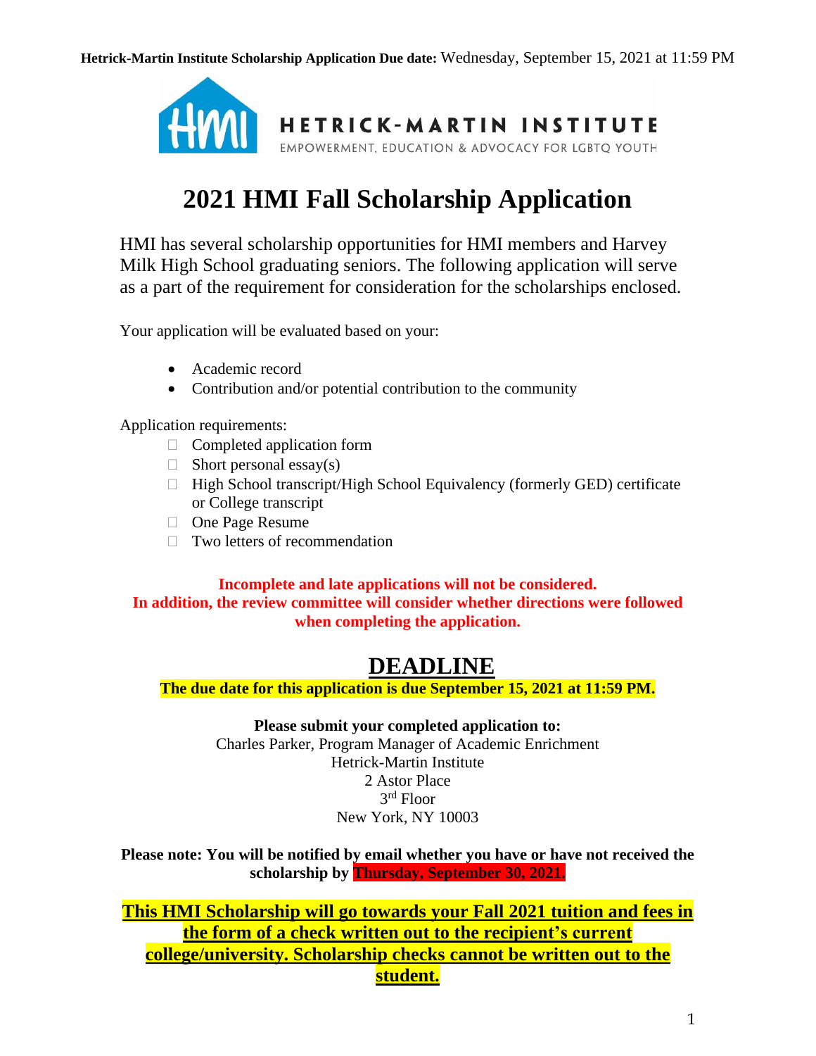**Hetrick-Martin Institute Scholarship Application Due date:** Wednesday, September 15, 2021 at 11:59 PM

HETRICK-MARTIN INSTITUTE
EMPOWERMENT, EDUCATION & ADVOCACY FOR LGBTQ YOUTH

# 2021 HMI Fall Scholarship Application

HMI has several scholarship opportunities for HMI members and Harvey Milk High School graduating seniors. The following application will serve as a part of the requirement for consideration for the scholarships enclosed.

Your application will be evaluated based on your:

- Academic record
- Contribution and/or potential contribution to the community

Application requirements:

- Completed application form
- Short personal essay(s)
- High School transcript/High School Equivalency (formerly GED) certificate or College transcript
- One Page Resume
- Two letters of recommendation

**Incomplete and late applications will not be considered.**
**In addition, the review committee will consider whether directions were followed when completing the application.**

## DEADLINE

**The due date for this application is due September 15, 2021 at 11:59 PM.**

**Please submit your completed application to:**
Charles Parker, Program Manager of Academic Enrichment
Hetrick-Martin Institute
2 Astor Place
3rd Floor
New York, NY 10003

**Please note: You will be notified by email whether you have or have not received the scholarship by Thursday, September 30, 2021.**

**This HMI Scholarship will go towards your Fall 2021 tuition and fees in the form of a check written out to the recipient's current college/university. Scholarship checks cannot be written out to the student.**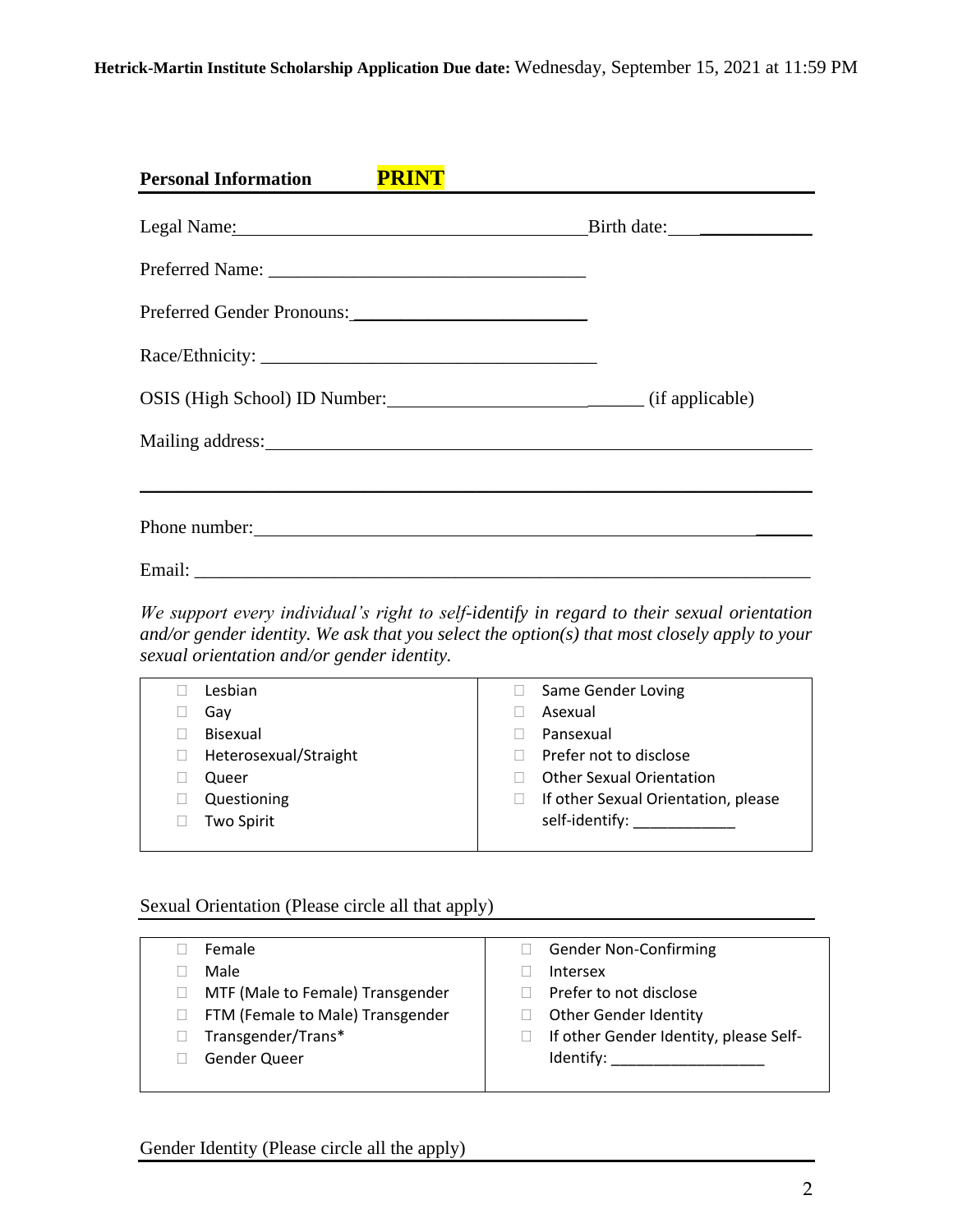**Hetrick-Martin Institute Scholarship Application Due date:** Wednesday, September 15, 2021 at 11:59 PM

**Personal Information** **PRINT**

Legal Name:_______________________________________ Birth date:____________

Preferred Name: ___________________________________

Preferred Gender Pronouns:_________________________

Race/Ethnicity: ____________________________________

OSIS (High School) ID Number:___________________________ (if applicable)

Mailing address:____________________________________________________________

______________________________________________________________________

Phone number:_____________________________________________________________

Email: _________________________________________________________________

*We support every individual's right to self-identify in regard to their sexual orientation and/or gender identity. We ask that you select the option(s) that most closely apply to your sexual orientation and/or gender identity.*

| | |
|---|---|
| ☐ Lesbian | ☐ Same Gender Loving |
| ☐ Gay | ☐ Asexual |
| ☐ Bisexual | ☐ Pansexual |
| ☐ Heterosexual/Straight | ☐ Prefer not to disclose |
| ☐ Queer | ☐ Other Sexual Orientation |
| ☐ Questioning | ☐ If other Sexual Orientation, please self-identify: ____________ |
| ☐ Two Spirit | |

Sexual Orientation (Please circle all that apply)

| | |
|---|---|
| ☐ Female | ☐ Gender Non-Confirming |
| ☐ Male | ☐ Intersex |
| ☐ MTF (Male to Female) Transgender | ☐ Prefer to not disclose |
| ☐ FTM (Female to Male) Transgender | ☐ Other Gender Identity |
| ☐ Transgender/Trans* | ☐ If other Gender Identity, please Self-Identify: __________________ |
| ☐ Gender Queer | |

Gender Identity (Please circle all the apply)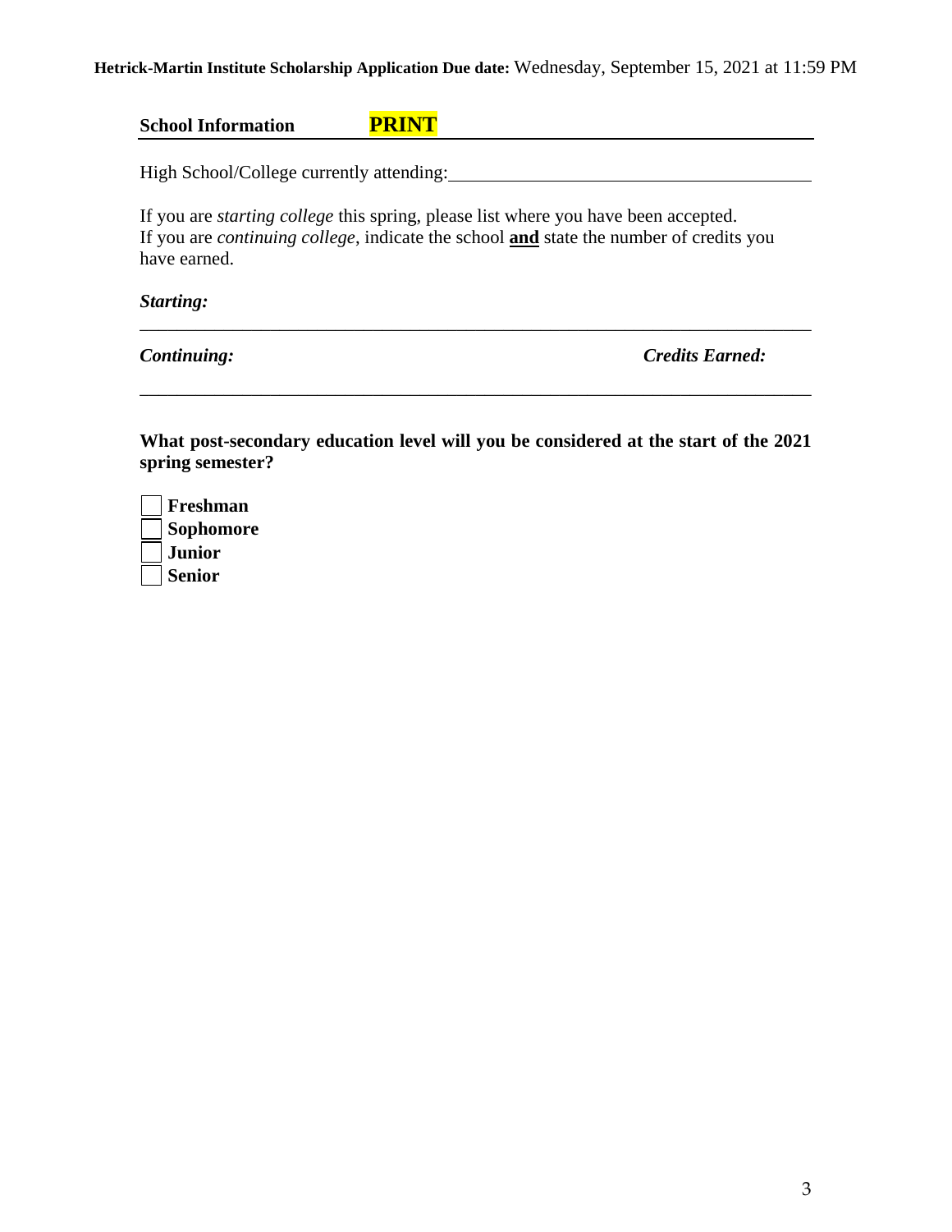**School Information** **PRINT**

High School/College currently attending:\_\_\_\_\_\_\_\_\_\_\_\_\_\_\_\_\_\_\_\_\_\_\_\_\_\_\_\_\_\_\_\_\_\_\_\_\_\_

If you are *starting college* this spring, please list where you have been accepted.
If you are *continuing college*, indicate the school **and** state the number of credits you have earned.

***Starting:***

\_\_\_\_\_\_\_\_\_\_\_\_\_\_\_\_\_\_\_\_\_\_\_\_\_\_\_\_\_\_\_\_\_\_\_\_\_\_\_\_\_\_\_\_\_\_\_\_\_\_\_\_\_\_\_\_\_\_\_\_\_\_\_\_\_\_\_\_\_\_

***Continuing:*** ***Credits Earned:***

\_\_\_\_\_\_\_\_\_\_\_\_\_\_\_\_\_\_\_\_\_\_\_\_\_\_\_\_\_\_\_\_\_\_\_\_\_\_\_\_\_\_\_\_\_\_\_\_\_\_\_\_\_\_\_\_\_\_\_\_\_\_\_\_\_\_\_\_\_\_

**What post-secondary education level will you be considered at the start of the 2021 spring semester?**

- ☐ **Freshman**
- ☐ **Sophomore**
- ☐ **Junior**
- ☐ **Senior**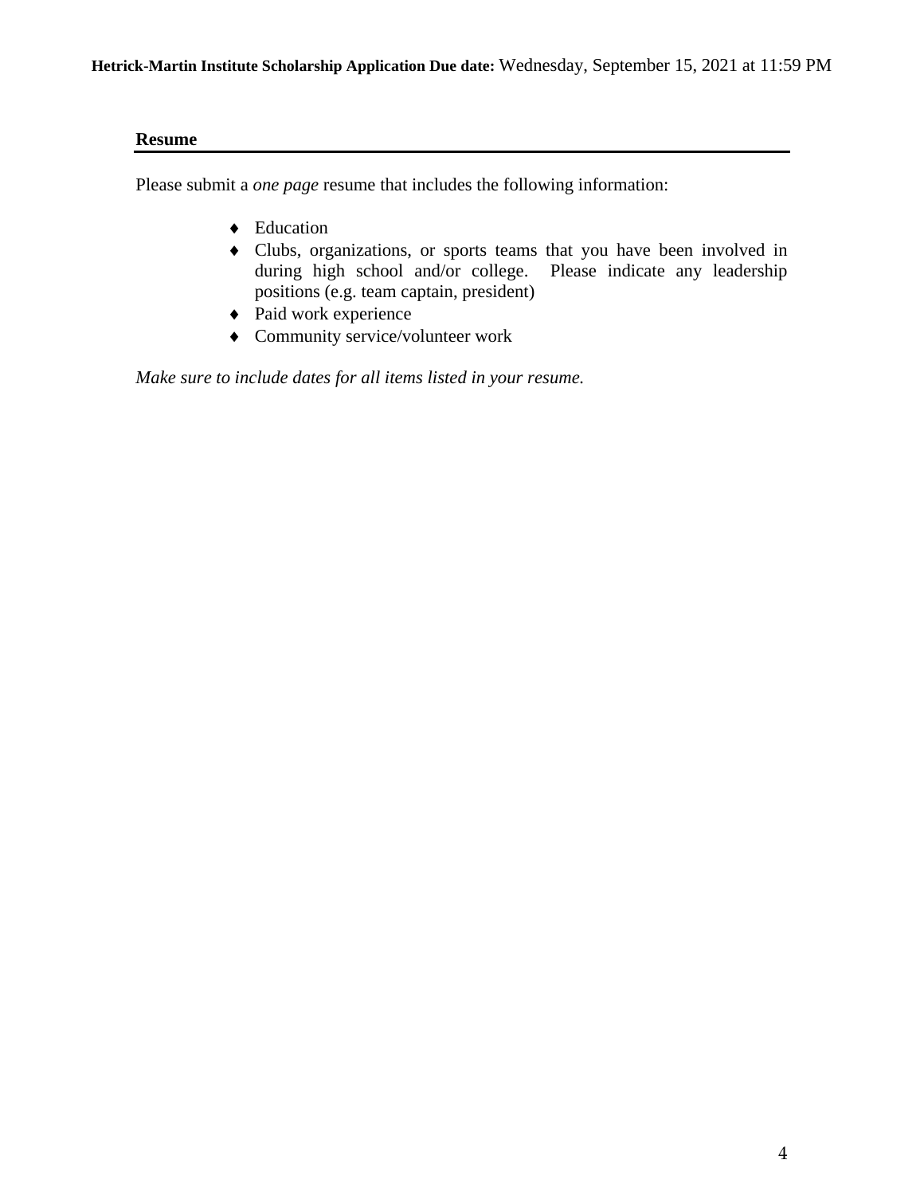## Resume

Please submit a *one page* resume that includes the following information:

- Education
- Clubs, organizations, or sports teams that you have been involved in during high school and/or college. Please indicate any leadership positions (e.g. team captain, president)
- Paid work experience
- Community service/volunteer work

*Make sure to include dates for all items listed in your resume.*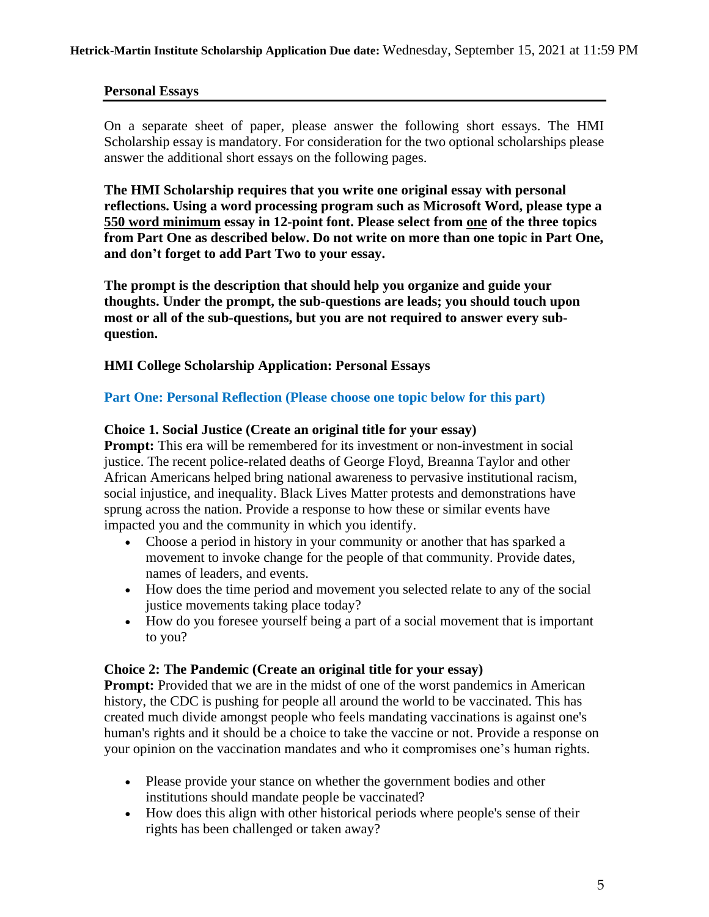**Hetrick-Martin Institute Scholarship Application Due date:** Wednesday, September 15, 2021 at 11:59 PM

## Personal Essays

On a separate sheet of paper, please answer the following short essays. The HMI Scholarship essay is mandatory. For consideration for the two optional scholarships please answer the additional short essays on the following pages.

**The HMI Scholarship requires that you write one original essay with personal reflections. Using a word processing program such as Microsoft Word, please type a <u>550 word minimum</u> essay in 12-point font. Please select from <u>one</u> of the three topics from Part One as described below. Do not write on more than one topic in Part One, and don't forget to add Part Two to your essay.**

**The prompt is the description that should help you organize and guide your thoughts. Under the prompt, the sub-questions are leads; you should touch upon most or all of the sub-questions, but you are not required to answer every sub-question.**

### HMI College Scholarship Application: Personal Essays

### Part One: Personal Reflection (Please choose one topic below for this part)

**Choice 1. Social Justice (Create an original title for your essay)**
**Prompt:** This era will be remembered for its investment or non-investment in social justice. The recent police-related deaths of George Floyd, Breanna Taylor and other African Americans helped bring national awareness to pervasive institutional racism, social injustice, and inequality. Black Lives Matter protests and demonstrations have sprung across the nation. Provide a response to how these or similar events have impacted you and the community in which you identify.

- Choose a period in history in your community or another that has sparked a movement to invoke change for the people of that community. Provide dates, names of leaders, and events.
- How does the time period and movement you selected relate to any of the social justice movements taking place today?
- How do you foresee yourself being a part of a social movement that is important to you?

**Choice 2: The Pandemic (Create an original title for your essay)**
**Prompt:** Provided that we are in the midst of one of the worst pandemics in American history, the CDC is pushing for people all around the world to be vaccinated. This has created much divide amongst people who feels mandating vaccinations is against one's human's rights and it should be a choice to take the vaccine or not. Provide a response on your opinion on the vaccination mandates and who it compromises one's human rights.

- Please provide your stance on whether the government bodies and other institutions should mandate people be vaccinated?
- How does this align with other historical periods where people's sense of their rights has been challenged or taken away?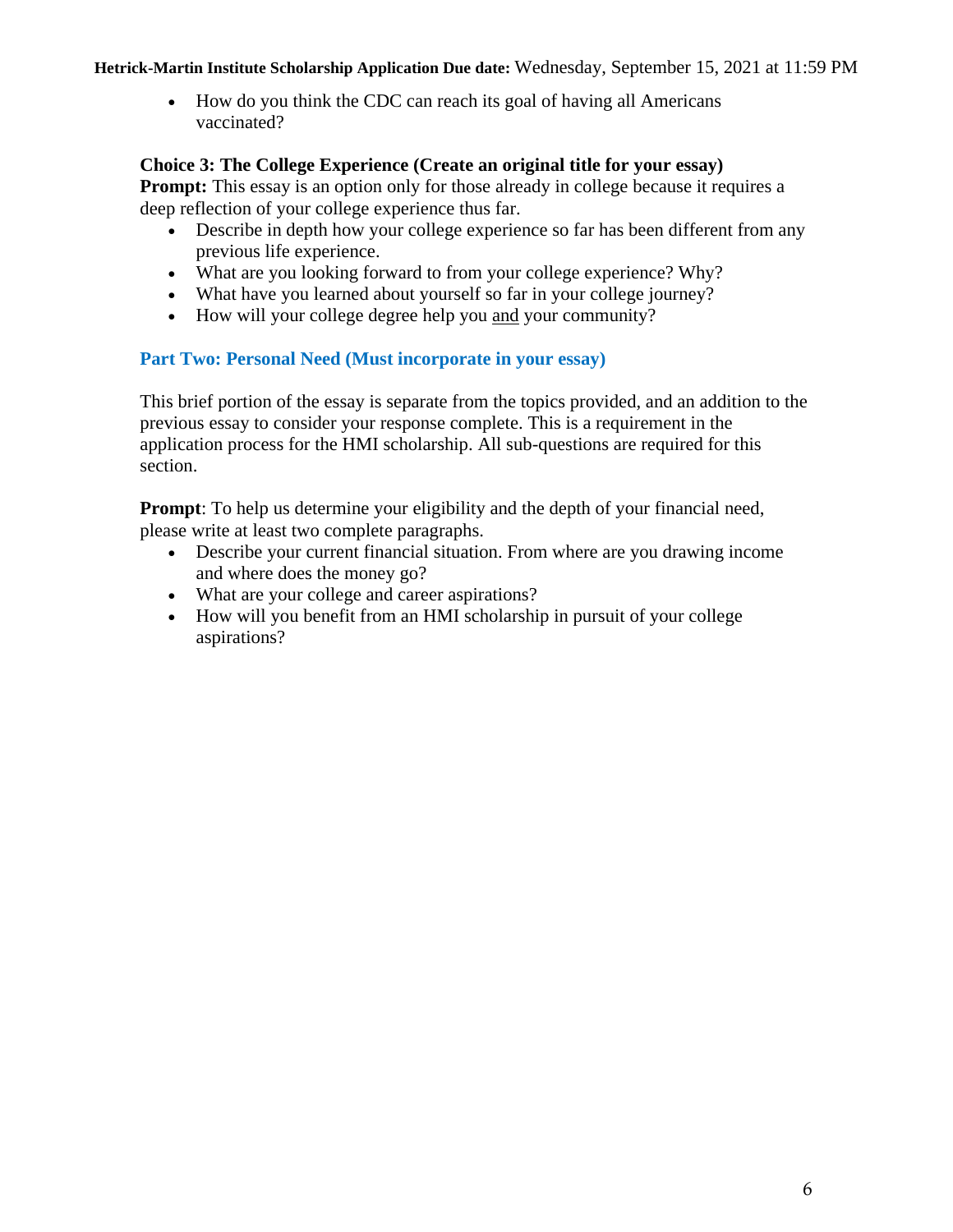- How do you think the CDC can reach its goal of having all Americans vaccinated?

**Choice 3: The College Experience (Create an original title for your essay)**
**Prompt:** This essay is an option only for those already in college because it requires a deep reflection of your college experience thus far.

- Describe in depth how your college experience so far has been different from any previous life experience.
- What are you looking forward to from your college experience? Why?
- What have you learned about yourself so far in your college journey?
- How will your college degree help you <u>and</u> your community?

## Part Two: Personal Need (Must incorporate in your essay)

This brief portion of the essay is separate from the topics provided, and an addition to the previous essay to consider your response complete. This is a requirement in the application process for the HMI scholarship. All sub-questions are required for this section.

**Prompt**: To help us determine your eligibility and the depth of your financial need, please write at least two complete paragraphs.

- Describe your current financial situation. From where are you drawing income and where does the money go?
- What are your college and career aspirations?
- How will you benefit from an HMI scholarship in pursuit of your college aspirations?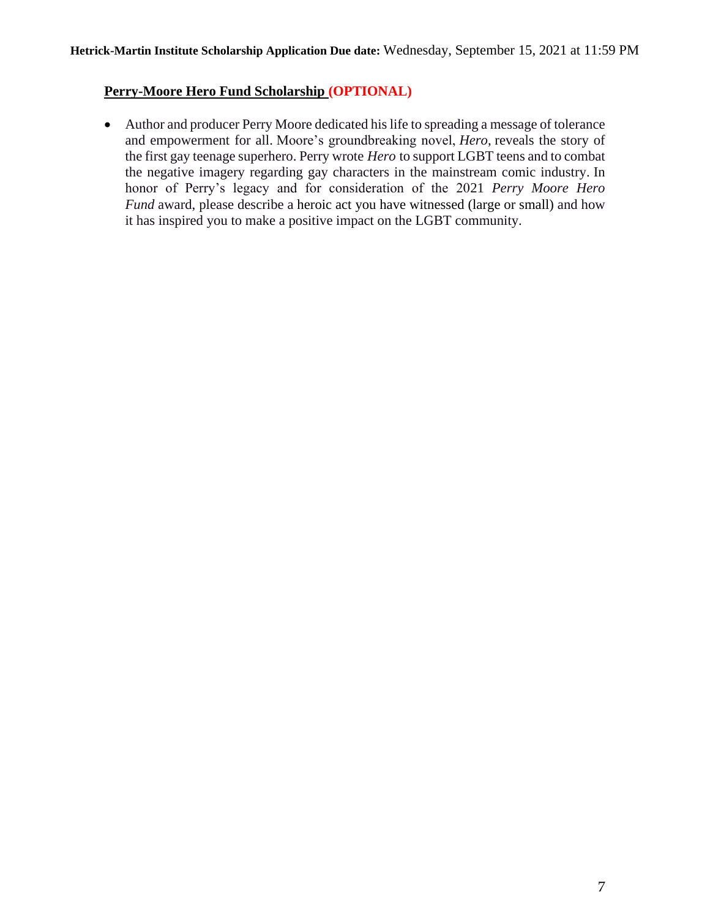**Hetrick-Martin Institute Scholarship Application Due date:** Wednesday, September 15, 2021 at 11:59 PM

## Perry-Moore Hero Fund Scholarship (OPTIONAL)

- Author and producer Perry Moore dedicated his life to spreading a message of tolerance and empowerment for all. Moore's groundbreaking novel, *Hero*, reveals the story of the first gay teenage superhero. Perry wrote *Hero* to support LGBT teens and to combat the negative imagery regarding gay characters in the mainstream comic industry. In honor of Perry's legacy and for consideration of the 2021 *Perry Moore Hero Fund* award, please describe a heroic act you have witnessed (large or small) and how it has inspired you to make a positive impact on the LGBT community.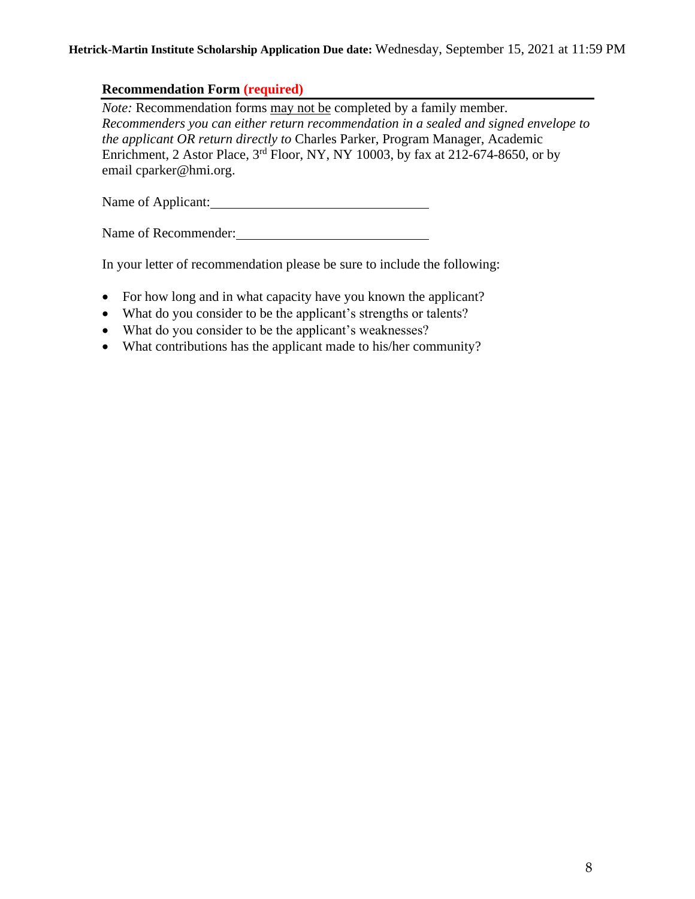**Hetrick-Martin Institute Scholarship Application Due date:** Wednesday, September 15, 2021 at 11:59 PM

## Recommendation Form (required)

*Note:* Recommendation forms may not be completed by a family member. *Recommenders you can either return recommendation in a sealed and signed envelope to the applicant OR return directly to* Charles Parker, Program Manager, Academic Enrichment, 2 Astor Place, 3rd Floor, NY, NY 10003, by fax at 212-674-8650, or by email cparker@hmi.org.

Name of Applicant: ________________________________

Name of Recommender: ____________________________

In your letter of recommendation please be sure to include the following:

- For how long and in what capacity have you known the applicant?
- What do you consider to be the applicant's strengths or talents?
- What do you consider to be the applicant's weaknesses?
- What contributions has the applicant made to his/her community?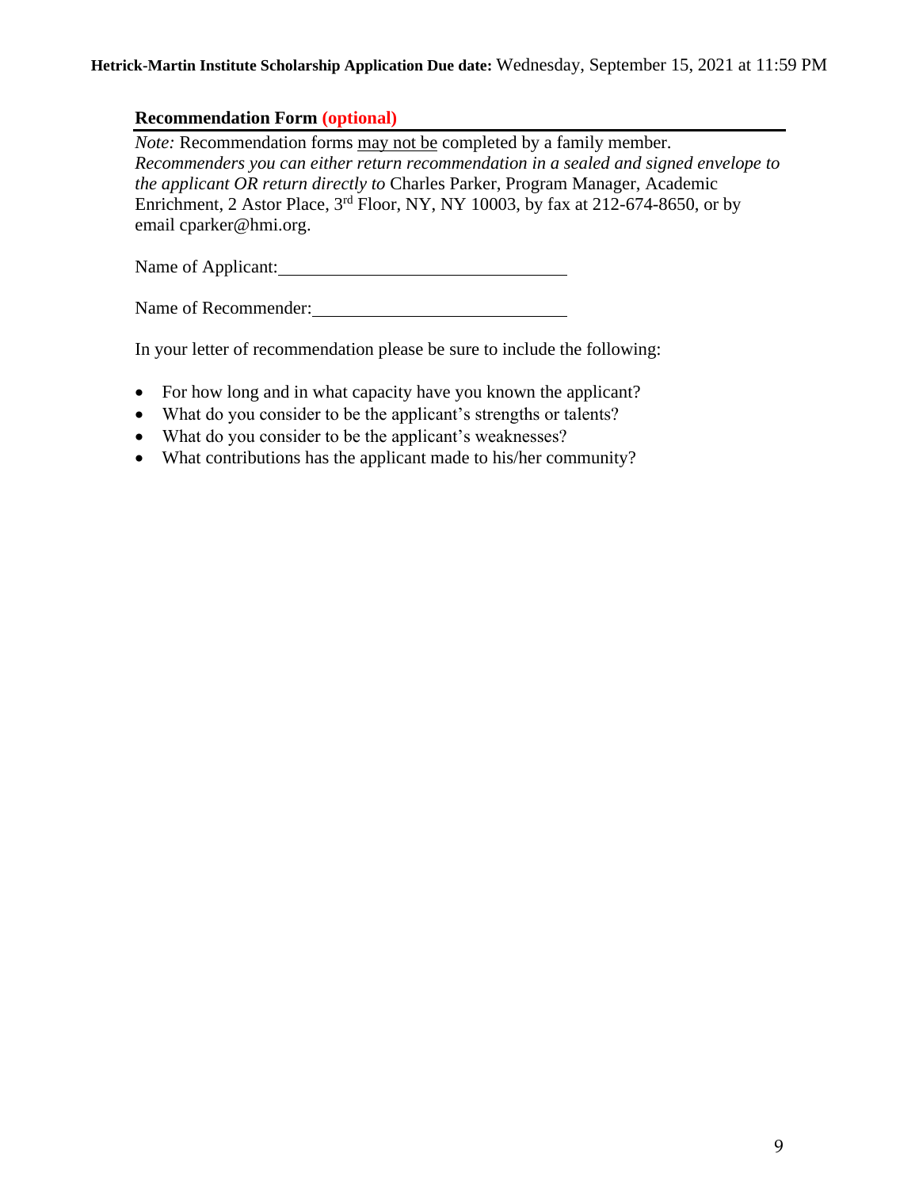## Recommendation Form (optional)

*Note:* Recommendation forms <u>may not be</u> completed by a family member.
*Recommenders you can either return recommendation in a sealed and signed envelope to the applicant OR return directly to* Charles Parker, Program Manager, Academic Enrichment, 2 Astor Place, 3rd Floor, NY, NY 10003, by fax at 212-674-8650, or by email cparker@hmi.org.

Name of Applicant: ______________________________

Name of Recommender: ___________________________

In your letter of recommendation please be sure to include the following:

- For how long and in what capacity have you known the applicant?
- What do you consider to be the applicant's strengths or talents?
- What do you consider to be the applicant's weaknesses?
- What contributions has the applicant made to his/her community?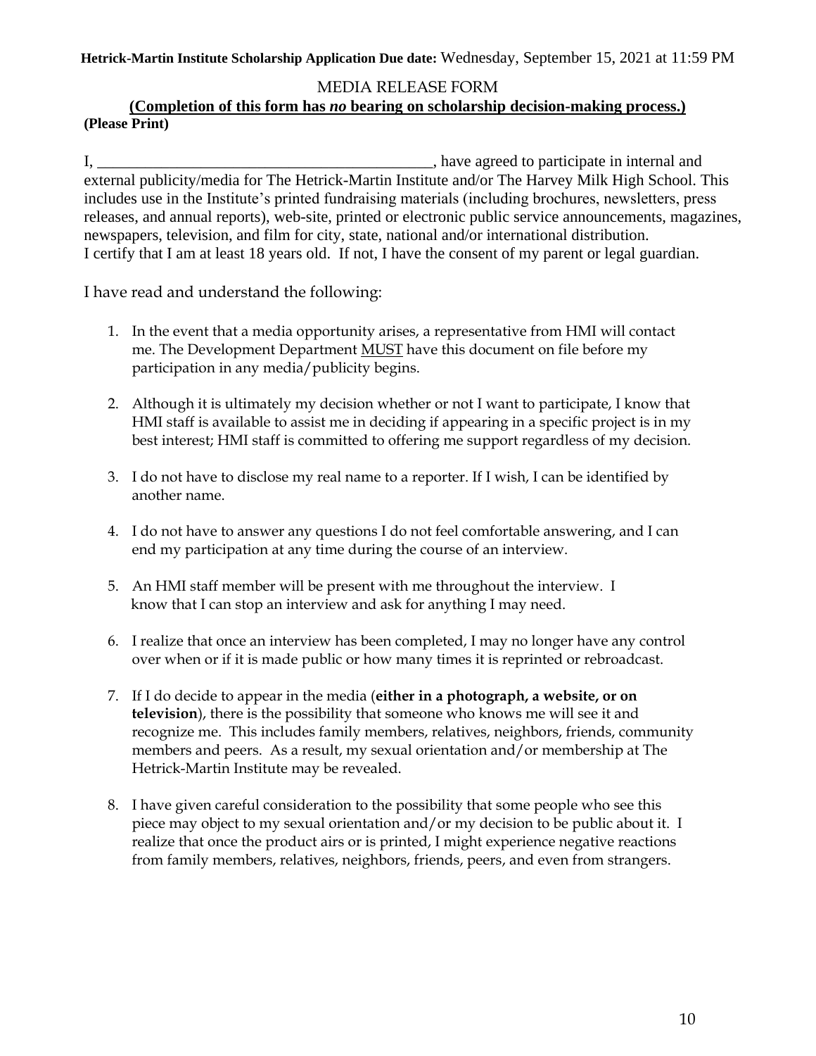**Hetrick-Martin Institute Scholarship Application Due date:** Wednesday, September 15, 2021 at 11:59 PM

## MEDIA RELEASE FORM

**(Completion of this form has *no* bearing on scholarship decision-making process.)**

**(Please Print)**

I, ___________________________________________, have agreed to participate in internal and external publicity/media for The Hetrick-Martin Institute and/or The Harvey Milk High School. This includes use in the Institute's printed fundraising materials (including brochures, newsletters, press releases, and annual reports), web-site, printed or electronic public service announcements, magazines, newspapers, television, and film for city, state, national and/or international distribution.
I certify that I am at least 18 years old. If not, I have the consent of my parent or legal guardian.

I have read and understand the following:

1. In the event that a media opportunity arises, a representative from HMI will contact me. The Development Department MUST have this document on file before my participation in any media/publicity begins.
2. Although it is ultimately my decision whether or not I want to participate, I know that HMI staff is available to assist me in deciding if appearing in a specific project is in my best interest; HMI staff is committed to offering me support regardless of my decision.
3. I do not have to disclose my real name to a reporter. If I wish, I can be identified by another name.
4. I do not have to answer any questions I do not feel comfortable answering, and I can end my participation at any time during the course of an interview.
5. An HMI staff member will be present with me throughout the interview. I know that I can stop an interview and ask for anything I may need.
6. I realize that once an interview has been completed, I may no longer have any control over when or if it is made public or how many times it is reprinted or rebroadcast.
7. If I do decide to appear in the media (**either in a photograph, a website, or on television**), there is the possibility that someone who knows me will see it and recognize me. This includes family members, relatives, neighbors, friends, community members and peers. As a result, my sexual orientation and/or membership at The Hetrick-Martin Institute may be revealed.
8. I have given careful consideration to the possibility that some people who see this piece may object to my sexual orientation and/or my decision to be public about it. I realize that once the product airs or is printed, I might experience negative reactions from family members, relatives, neighbors, friends, peers, and even from strangers.